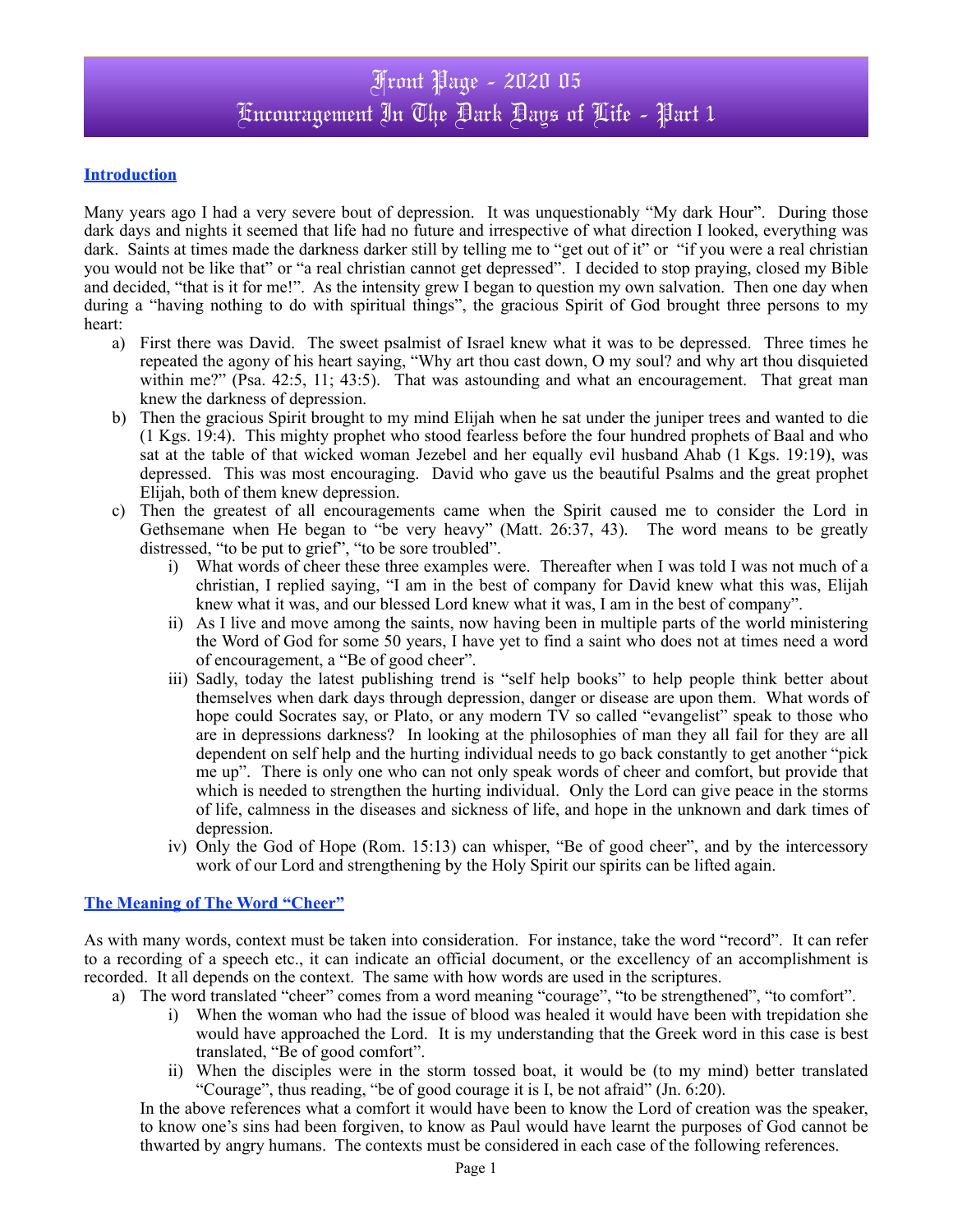# Front Page - 2020 05
# Encouragement In The Dark Days of Life - Part 1

## Introduction

Many years ago I had a very severe bout of depression. It was unquestionably "My dark Hour". During those dark days and nights it seemed that life had no future and irrespective of what direction I looked, everything was dark. Saints at times made the darkness darker still by telling me to "get out of it" or "if you were a real christian you would not be like that" or "a real christian cannot get depressed". I decided to stop praying, closed my Bible and decided, "that is it for me!". As the intensity grew I began to question my own salvation. Then one day when during a "having nothing to do with spiritual things", the gracious Spirit of God brought three persons to my heart:

a) First there was David. The sweet psalmist of Israel knew what it was to be depressed. Three times he repeated the agony of his heart saying, "Why art thou cast down, O my soul? and why art thou disquieted within me?" (Psa. 42:5, 11; 43:5). That was astounding and what an encouragement. That great man knew the darkness of depression.
b) Then the gracious Spirit brought to my mind Elijah when he sat under the juniper trees and wanted to die (1 Kgs. 19:4). This mighty prophet who stood fearless before the four hundred prophets of Baal and who sat at the table of that wicked woman Jezebel and her equally evil husband Ahab (1 Kgs. 19:19), was depressed. This was most encouraging. David who gave us the beautiful Psalms and the great prophet Elijah, both of them knew depression.
c) Then the greatest of all encouragements came when the Spirit caused me to consider the Lord in Gethsemane when He began to "be very heavy" (Matt. 26:37, 43). The word means to be greatly distressed, "to be put to grief", "to be sore troubled".
   i) What words of cheer these three examples were. Thereafter when I was told I was not much of a christian, I replied saying, "I am in the best of company for David knew what this was, Elijah knew what it was, and our blessed Lord knew what it was, I am in the best of company".
   ii) As I live and move among the saints, now having been in multiple parts of the world ministering the Word of God for some 50 years, I have yet to find a saint who does not at times need a word of encouragement, a "Be of good cheer".
   iii) Sadly, today the latest publishing trend is "self help books" to help people think better about themselves when dark days through depression, danger or disease are upon them. What words of hope could Socrates say, or Plato, or any modern TV so called "evangelist" speak to those who are in depressions darkness? In looking at the philosophies of man they all fail for they are all dependent on self help and the hurting individual needs to go back constantly to get another "pick me up". There is only one who can not only speak words of cheer and comfort, but provide that which is needed to strengthen the hurting individual. Only the Lord can give peace in the storms of life, calmness in the diseases and sickness of life, and hope in the unknown and dark times of depression.
   iv) Only the God of Hope (Rom. 15:13) can whisper, "Be of good cheer", and by the intercessory work of our Lord and strengthening by the Holy Spirit our spirits can be lifted again.

## The Meaning of The Word "Cheer"

As with many words, context must be taken into consideration. For instance, take the word "record". It can refer to a recording of a speech etc., it can indicate an official document, or the excellency of an accomplishment is recorded. It all depends on the context. The same with how words are used in the scriptures.

a) The word translated "cheer" comes from a word meaning "courage", "to be strengthened", "to comfort".
   i) When the woman who had the issue of blood was healed it would have been with trepidation she would have approached the Lord. It is my understanding that the Greek word in this case is best translated, "Be of good comfort".
   ii) When the disciples were in the storm tossed boat, it would be (to my mind) better translated "Courage", thus reading, "be of good courage it is I, be not afraid" (Jn. 6:20).

   In the above references what a comfort it would have been to know the Lord of creation was the speaker, to know one's sins had been forgiven, to know as Paul would have learnt the purposes of God cannot be thwarted by angry humans. The contexts must be considered in each case of the following references.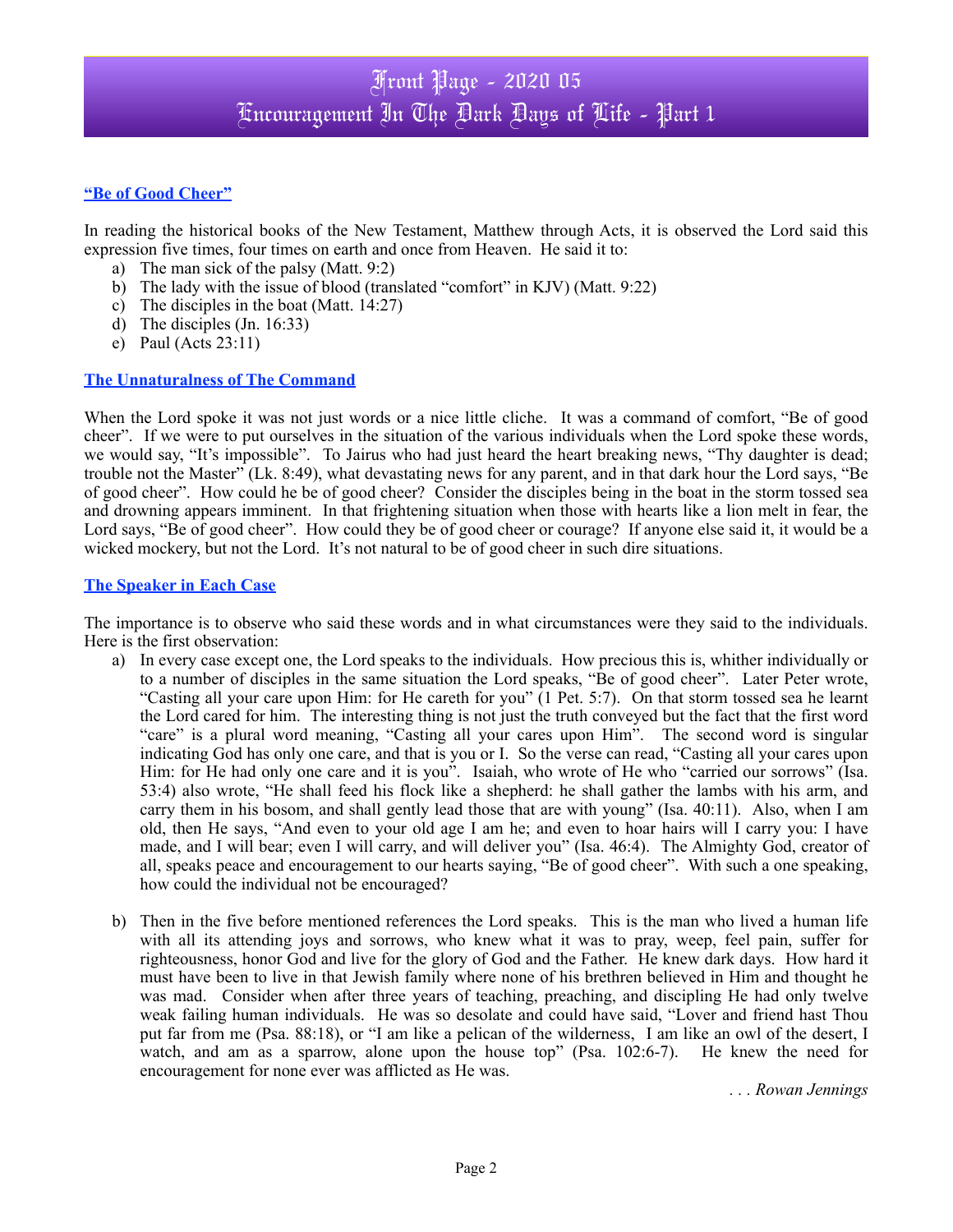# Front Page - 2020 05
# Encouragement In The Dark Days of Life - Part 1

### **"Be of Good Cheer"**

In reading the historical books of the New Testament, Matthew through Acts, it is observed the Lord said this expression five times, four times on earth and once from Heaven. He said it to:

a) The man sick of the palsy (Matt. 9:2)
b) The lady with the issue of blood (translated "comfort" in KJV) (Matt. 9:22)
c) The disciples in the boat (Matt. 14:27)
d) The disciples (Jn. 16:33)
e) Paul (Acts 23:11)

### **The Unnaturalness of The Command**

When the Lord spoke it was not just words or a nice little cliche. It was a command of comfort, "Be of good cheer". If we were to put ourselves in the situation of the various individuals when the Lord spoke these words, we would say, "It's impossible". To Jairus who had just heard the heart breaking news, "Thy daughter is dead; trouble not the Master" (Lk. 8:49), what devastating news for any parent, and in that dark hour the Lord says, "Be of good cheer". How could he be of good cheer? Consider the disciples being in the boat in the storm tossed sea and drowning appears imminent. In that frightening situation when those with hearts like a lion melt in fear, the Lord says, "Be of good cheer". How could they be of good cheer or courage? If anyone else said it, it would be a wicked mockery, but not the Lord. It's not natural to be of good cheer in such dire situations.

### **The Speaker in Each Case**

The importance is to observe who said these words and in what circumstances were they said to the individuals. Here is the first observation:

a) In every case except one, the Lord speaks to the individuals. How precious this is, whither individually or to a number of disciples in the same situation the Lord speaks, "Be of good cheer". Later Peter wrote, "Casting all your care upon Him: for He careth for you" (1 Pet. 5:7). On that storm tossed sea he learnt the Lord cared for him. The interesting thing is not just the truth conveyed but the fact that the first word "care" is a plural word meaning, "Casting all your cares upon Him". The second word is singular indicating God has only one care, and that is you or I. So the verse can read, "Casting all your cares upon Him: for He had only one care and it is you". Isaiah, who wrote of He who "carried our sorrows" (Isa. 53:4) also wrote, "He shall feed his flock like a shepherd: he shall gather the lambs with his arm, and carry them in his bosom, and shall gently lead those that are with young" (Isa. 40:11). Also, when I am old, then He says, "And even to your old age I am he; and even to hoar hairs will I carry you: I have made, and I will bear; even I will carry, and will deliver you" (Isa. 46:4). The Almighty God, creator of all, speaks peace and encouragement to our hearts saying, "Be of good cheer". With such a one speaking, how could the individual not be encouraged?

b) Then in the five before mentioned references the Lord speaks. This is the man who lived a human life with all its attending joys and sorrows, who knew what it was to pray, weep, feel pain, suffer for righteousness, honor God and live for the glory of God and the Father. He knew dark days. How hard it must have been to live in that Jewish family where none of his brethren believed in Him and thought he was mad. Consider when after three years of teaching, preaching, and discipling He had only twelve weak failing human individuals. He was so desolate and could have said, "Lover and friend hast Thou put far from me (Psa. 88:18), or "I am like a pelican of the wilderness, I am like an owl of the desert, I watch, and am as a sparrow, alone upon the house top" (Psa. 102:6-7). He knew the need for encouragement for none ever was afflicted as He was.

*. . . Rowan Jennings*